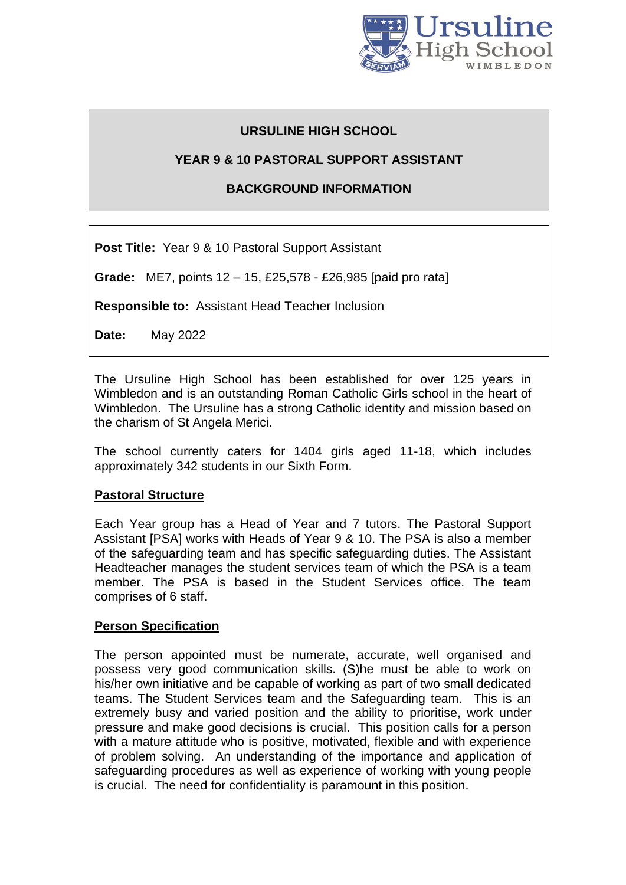# URSULINE HIGH SCHOOL

## YEAR 9 & 10 PASTORAL SUPPORT ASSISTANT

## BACKGROUND INFORMATION

**Post Title:** Year 9 & 10 Pastoral Support Assistant

**Grade:** ME7, points 12 – 15, £25,578 - £26,985 [paid pro rata]

**Responsible to:** Assistant Head Teacher Inclusion

**Date:** May 2022

The Ursuline High School has been established for over 125 years in Wimbledon and is an outstanding Roman Catholic Girls school in the heart of Wimbledon. The Ursuline has a strong Catholic identity and mission based on the charism of St Angela Merici.

The school currently caters for 1404 girls aged 11-18, which includes approximately 342 students in our Sixth Form.

### Pastoral Structure

Each Year group has a Head of Year and 7 tutors. The Pastoral Support Assistant [PSA] works with Heads of Year 9 & 10. The PSA is also a member of the safeguarding team and has specific safeguarding duties. The Assistant Headteacher manages the student services team of which the PSA is a team member. The PSA is based in the Student Services office. The team comprises of 6 staff.

### Person Specification

The person appointed must be numerate, accurate, well organised and possess very good communication skills. (S)he must be able to work on his/her own initiative and be capable of working as part of two small dedicated teams. The Student Services team and the Safeguarding team. This is an extremely busy and varied position and the ability to prioritise, work under pressure and make good decisions is crucial. This position calls for a person with a mature attitude who is positive, motivated, flexible and with experience of problem solving. An understanding of the importance and application of safeguarding procedures as well as experience of working with young people is crucial. The need for confidentiality is paramount in this position.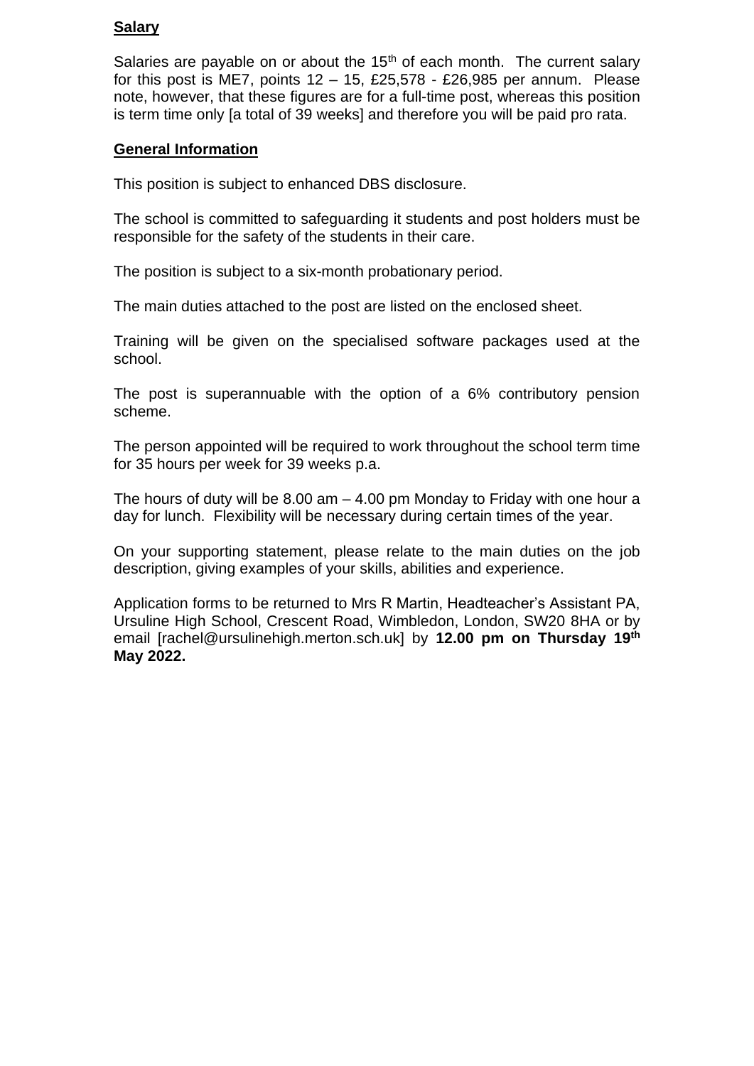## Salary

Salaries are payable on or about the 15th of each month. The current salary for this post is ME7, points 12 – 15, £25,578 - £26,985 per annum. Please note, however, that these figures are for a full-time post, whereas this position is term time only [a total of 39 weeks] and therefore you will be paid pro rata.

## General Information

This position is subject to enhanced DBS disclosure.

The school is committed to safeguarding it students and post holders must be responsible for the safety of the students in their care.

The position is subject to a six-month probationary period.

The main duties attached to the post are listed on the enclosed sheet.

Training will be given on the specialised software packages used at the school.

The post is superannuable with the option of a 6% contributory pension scheme.

The person appointed will be required to work throughout the school term time for 35 hours per week for 39 weeks p.a.

The hours of duty will be 8.00 am – 4.00 pm Monday to Friday with one hour a day for lunch. Flexibility will be necessary during certain times of the year.

On your supporting statement, please relate to the main duties on the job description, giving examples of your skills, abilities and experience.

Application forms to be returned to Mrs R Martin, Headteacher's Assistant PA, Ursuline High School, Crescent Road, Wimbledon, London, SW20 8HA or by email [rachel@ursulinehigh.merton.sch.uk] by **12.00 pm on Thursday 19th May 2022.**